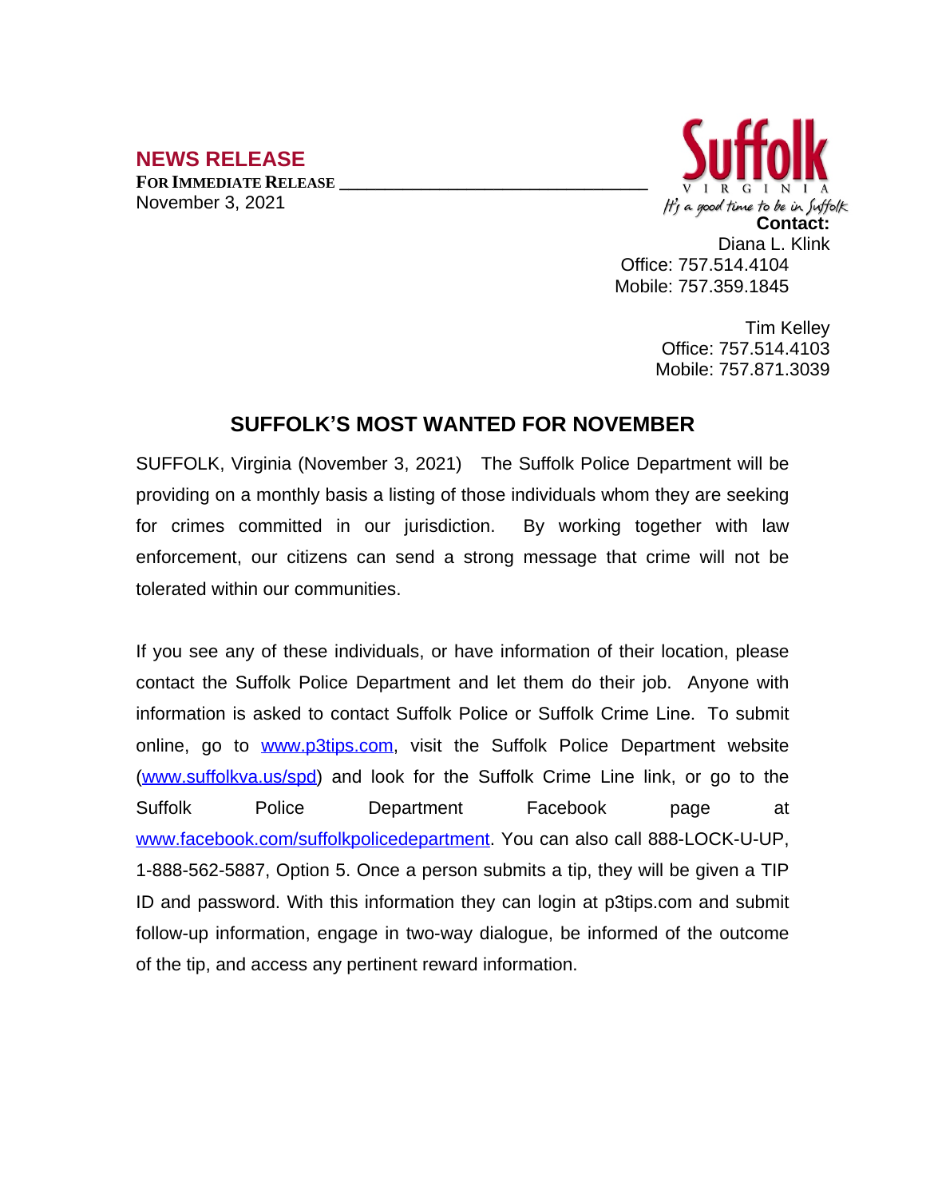## NEWS RELEASE

**FOR IMMEDIATE RELEASE** ________________________________

November 3, 2021

Suffolk
VIRGINIA
It's a good time to be in Suffolk

**Contact:**
Diana L. Klink
Office: 757.514.4104
Mobile: 757.359.1845

Tim Kelley
Office: 757.514.4103
Mobile: 757.871.3039

# SUFFOLK'S MOST WANTED FOR NOVEMBER

SUFFOLK, Virginia (November 3, 2021) The Suffolk Police Department will be providing on a monthly basis a listing of those individuals whom they are seeking for crimes committed in our jurisdiction. By working together with law enforcement, our citizens can send a strong message that crime will not be tolerated within our communities.

If you see any of these individuals, or have information of their location, please contact the Suffolk Police Department and let them do their job. Anyone with information is asked to contact Suffolk Police or Suffolk Crime Line. To submit online, go to [www.p3tips.com](www.p3tips.com), visit the Suffolk Police Department website ([www.suffolkva.us/spd](www.suffolkva.us/spd)) and look for the Suffolk Crime Line link, or go to the Suffolk Police Department Facebook page at [www.facebook.com/suffolkpolicedepartment](www.facebook.com/suffolkpolicedepartment). You can also call 888-LOCK-U-UP, 1-888-562-5887, Option 5. Once a person submits a tip, they will be given a TIP ID and password. With this information they can login at p3tips.com and submit follow-up information, engage in two-way dialogue, be informed of the outcome of the tip, and access any pertinent reward information.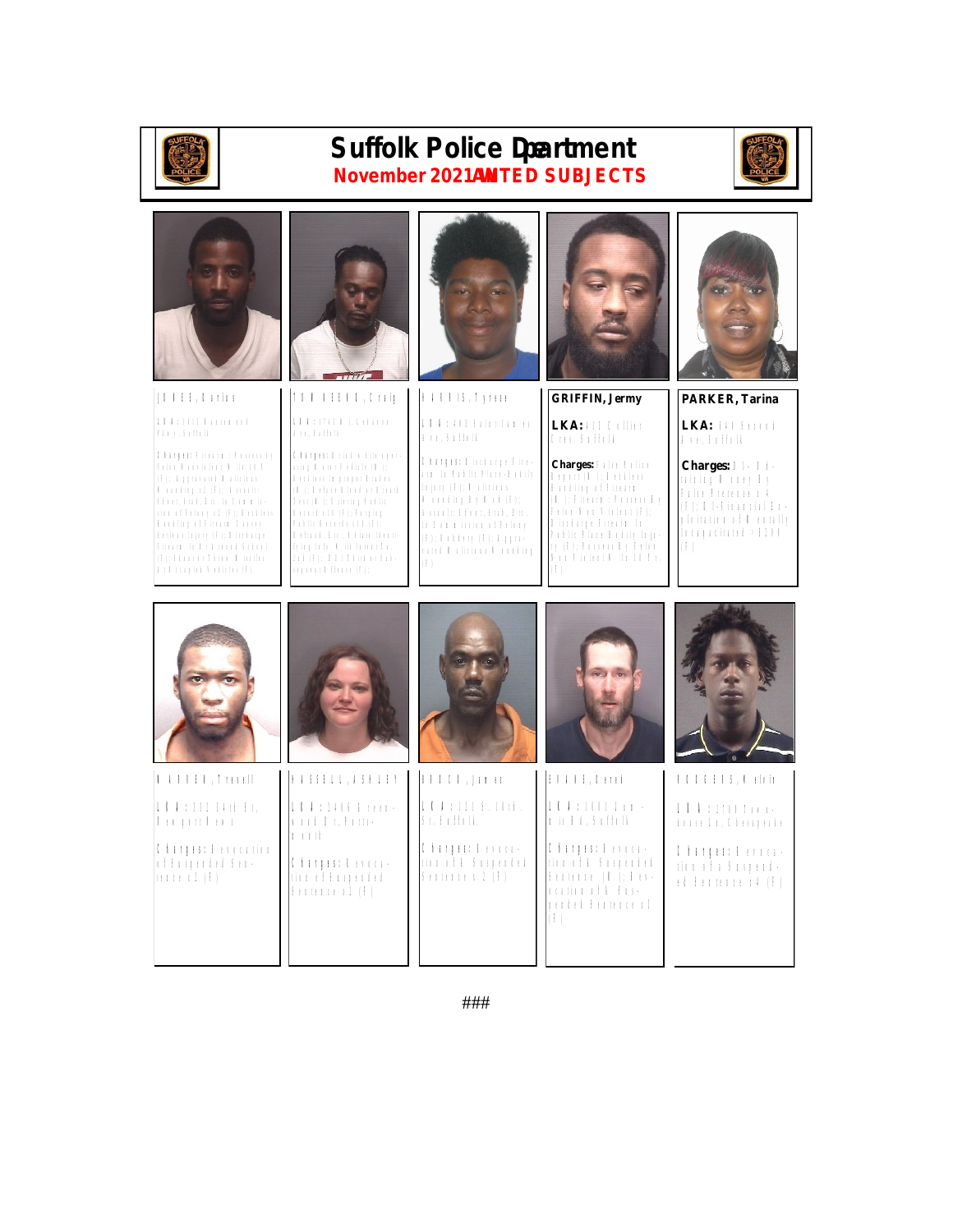# Suffolk Police Department

## November 2021 WANTED SUBJECTS

**GRIFFIN, Jermy**

**LKA:**

**Charges:**

**PARKER, Tarina**

**LKA:**

**Charges:**

###